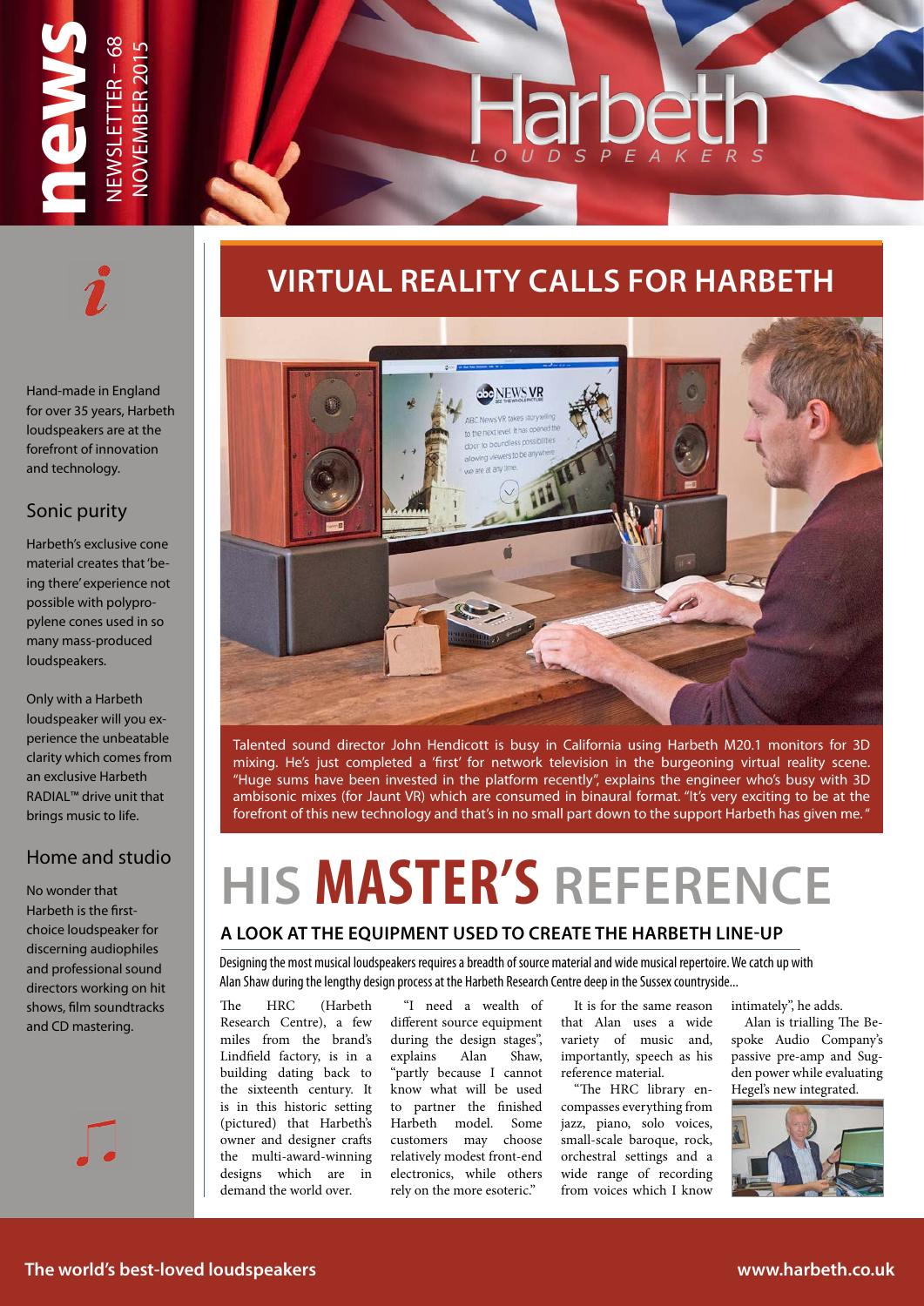# news

NEWSLETTER – 68
NOVEMBER 2015

Harbeth
LOUDSPEAKERS

Hand-made in England for over 35 years, Harbeth loudspeakers are at the forefront of innovation and technology.

## Sonic purity

Harbeth's exclusive cone material creates that 'being there' experience not possible with polypropylene cones used in so many mass-produced loudspeakers.

Only with a Harbeth loudspeaker will you experience the unbeatable clarity which comes from an exclusive Harbeth RADIAL™ drive unit that brings music to life.

## Home and studio

No wonder that Harbeth is the first-choice loudspeaker for discerning audiophiles and professional sound directors working on hit shows, film soundtracks and CD mastering.

## VIRTUAL REALITY CALLS FOR HARBETH

Talented sound director John Hendicott is busy in California using Harbeth M20.1 monitors for 3D mixing. He's just completed a 'first' for network television in the burgeoning virtual reality scene. "Huge sums have been invested in the platform recently", explains the engineer who's busy with 3D ambisonic mixes (for Jaunt VR) which are consumed in binaural format. "It's very exciting to be at the forefront of this new technology and that's in no small part down to the support Harbeth has given me."

# HIS **MASTER'S** REFERENCE

### A LOOK AT THE EQUIPMENT USED TO CREATE THE HARBETH LINE-UP

Designing the most musical loudspeakers requires a breadth of source material and wide musical repertoire. We catch up with Alan Shaw during the lengthy design process at the Harbeth Research Centre deep in the Sussex countryside...

The HRC (Harbeth Research Centre), a few miles from the brand's Lindfield factory, is in a building dating back to the sixteenth century. It is in this historic setting (pictured) that Harbeth's owner and designer crafts the multi-award-winning designs which are in demand the world over.

"I need a wealth of different source equipment during the design stages", explains Alan Shaw, "partly because I cannot know what will be used to partner the finished Harbeth model. Some customers may choose relatively modest front-end electronics, while others rely on the more esoteric."

It is for the same reason that Alan uses a wide variety of music and, importantly, speech as his reference material.

"The HRC library encompasses everything from jazz, piano, solo voices, small-scale baroque, rock, orchestral settings and a wide range of recording from voices which I know intimately", he adds.

Alan is trialling The Bespoke Audio Company's passive pre-amp and Sugden power while evaluating Hegel's new integrated.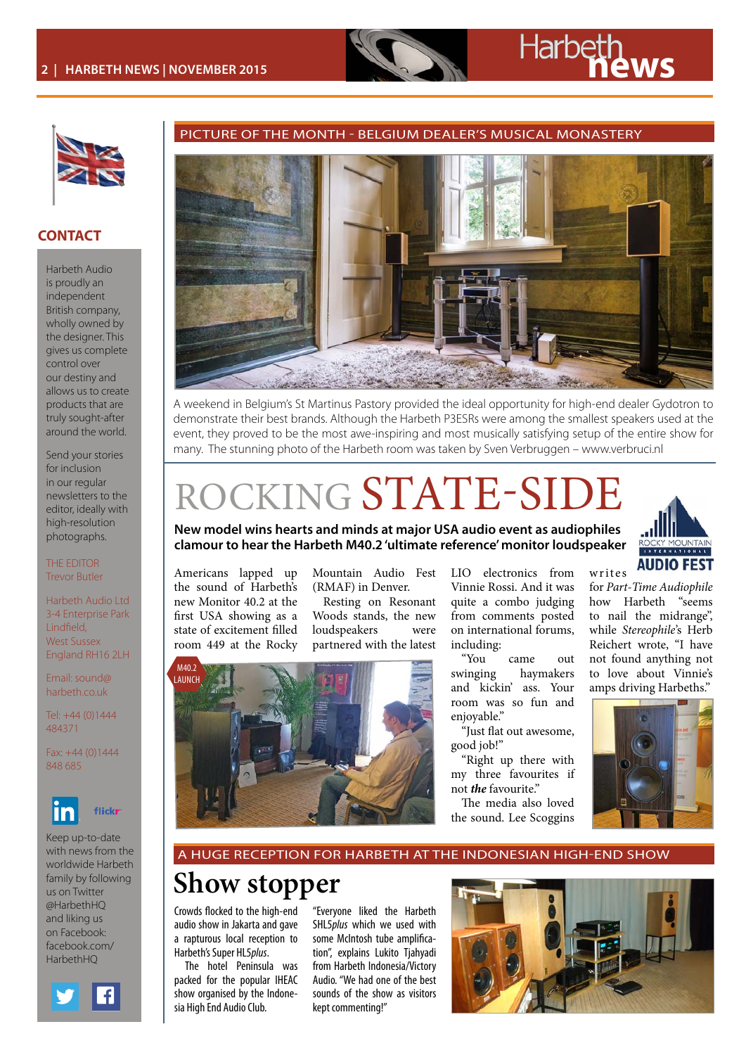## CONTACT

Harbeth Audio is proudly an independent British company, wholly owned by the designer. This gives us complete control over our destiny and allows us to create products that are truly sought-after around the world.

Send your stories for inclusion in our regular newsletters to the editor, ideally with high-resolution photographs.

THE EDITOR
Trevor Butler

Harbeth Audio Ltd
3-4 Enterprise Park
Lindfield,
West Sussex
England RH16 2LH

Email: sound@harbeth.co.uk

Tel: +44 (0)1444 484371

Fax: +44 (0)1444 848 685

Keep up-to-date with news from the worldwide Harbeth family by following us on Twitter @HarbethHQ and liking us on Facebook: facebook.com/HarbethHQ

## PICTURE OF THE MONTH - BELGIUM DEALER'S MUSICAL MONASTERY

A weekend in Belgium's St Martinus Pastory provided the ideal opportunity for high-end dealer Gydotron to demonstrate their best brands. Although the Harbeth P3ESRs were among the smallest speakers used at the event, they proved to be the most awe-inspiring and most musically satisfying setup of the entire show for many. The stunning photo of the Harbeth room was taken by Sven Verbruggen – www.verbruci.nl

# ROCKING STATE-SIDE

**New model wins hearts and minds at major USA audio event as audiophiles clamour to hear the Harbeth M40.2 'ultimate reference' monitor loudspeaker**

Americans lapped up the sound of Harbeth's new Monitor 40.2 at the first USA showing as a state of excitement filled room 449 at the Rocky Mountain Audio Fest (RMAF) in Denver.

Resting on Resonant Woods stands, the new loudspeakers were partnered with the latest LIO electronics from Vinnie Rossi. And it was quite a combo judging from comments posted on international forums, including:

"You came out swinging haymakers and kickin' ass. Your room was so fun and enjoyable."

"Just flat out awesome, good job!"

"Right up there with my three favourites if not *the* favourite."

The media also loved the sound. Lee Scoggins writes for *Part-Time Audiophile* how Harbeth "seems to nail the midrange", while *Stereophile*'s Herb Reichert wrote, "I have not found anything not to love about Vinnie's amps driving Harbeths."

M40.2 LAUNCH

## A HUGE RECEPTION FOR HARBETH AT THE INDONESIAN HIGH-END SHOW

# Show stopper

Crowds flocked to the high-end audio show in Jakarta and gave a rapturous local reception to Harbeth's Super HL5*plus*.

The hotel Peninsula was packed for the popular IHEAC show organised by the Indonesia High End Audio Club.

"Everyone liked the Harbeth SHL5*plus* which we used with some McIntosh tube amplification", explains Lukito Tjahyadi from Harbeth Indonesia/Victory Audio. "We had one of the best sounds of the show as visitors kept commenting!"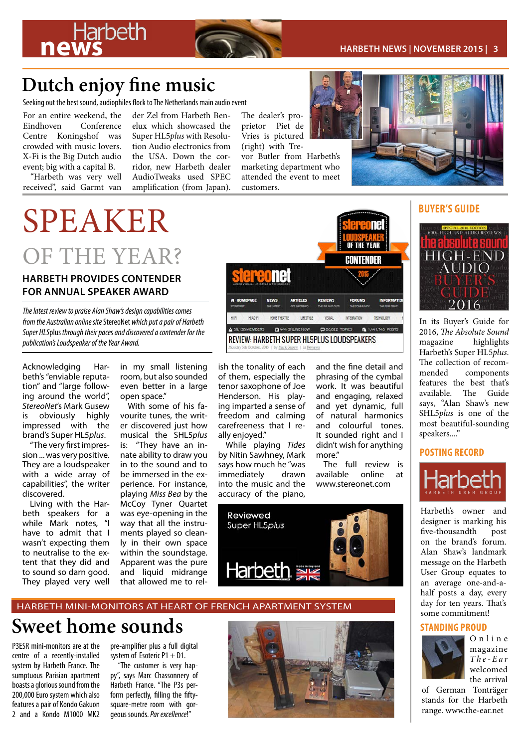# Dutch enjoy fine music

Seeking out the best sound, audiophiles flock to The Netherlands main audio event

For an entire weekend, the Eindhoven Conference Centre Koningshof was crowded with music lovers. X-Fi is the Big Dutch audio event; big with a capital B.

"Harbeth was very well received", said Garmt van der Zel from Harbeth Benelux which showcased the Super HL5*plus* with Resolution Audio electronics from the USA. Down the corridor, new Harbeth dealer AudioTweaks used SPEC amplification (from Japan). The dealer's proprietor Piet de Vries is pictured (right) with Trevor Butler from Harbeth's marketing department who attended the event to meet customers.

# SPEAKER OF THE YEAR?

## HARBETH PROVIDES CONTENDER FOR ANNUAL SPEAKER AWARD

*The latest review to praise Alan Shaw's design capabilities comes from the Australian online site* StereoNet *which put a pair of Harbeth Super HL5*plus *through their paces and discovered a contender for the publication's Loudspeaker of the Year Award.*

Acknowledging Harbeth's "enviable reputation" and "large following around the world", *StereoNet*'s Mark Gusew is obviously highly impressed with the brand's Super HL5*plus*.

"The very first impression ... was very positive. They are a loudspeaker with a wide array of capabilities", the writer discovered.

Living with the Harbeth speakers for a while Mark notes, "I have to admit that I wasn't expecting them to neutralise to the extent that they did and to sound so darn good. They played very well in my small listening room, but also sounded even better in a large open space."

With some of his favourite tunes, the writer discovered just how musical the SHL5*plus* is: "They have an innate ability to draw you in to the sound and to be immersed in the experience. For instance, playing *Miss Bea* by the McCoy Tyner Quartet was eye-opening in the way that all the instruments played so cleanly in their own space within the soundstage. Apparent was the pure and liquid midrange that allowed me to relish the tonality of each of them, especially the tenor saxophone of Joe Henderson. His playing imparted a sense of freedom and calming carefreeness that I really enjoyed."

While playing *Tides* by Nitin Sawhney, Mark says how much he "was immediately drawn into the music and the accuracy of the piano, and the fine detail and phrasing of the cymbal work. It was beautiful and engaging, relaxed and yet dynamic, full of natural harmonics and colourful tones. It sounded right and I didn't wish for anything more."

The full review is available online at www.stereonet.com

## BUYER'S GUIDE

In its Buyer's Guide for 2016, *The Absolute Sound* magazine highlights Harbeth's Super HL5*plus*. The collection of recommended components features the best that's available. The Guide says, "Alan Shaw's new SHL5*plus* is one of the most beautiful-sounding speakers...."

## POSTING RECORD

Harbeth's owner and designer is marking his five-thousandth post on the brand's forum. Alan Shaw's landmark message on the Harbeth User Group equates to an average one-and-a-half posts a day, every day for ten years. That's some commitment!

## STANDING PROUD

Online magazine *The-Ear* welcomed the arrival of German Tonträger stands for the Harbeth range. www.the-ear.net

HARBETH MINI-MONITORS AT HEART OF FRENCH APARTMENT SYSTEM

# Sweet home sounds

P3ESR mini-monitors are at the centre of a recently-installed system by Harbeth France. The sumptuous Parisian apartment boasts a glorious sound from the 200,000 Euro system which also features a pair of Kondo Gakuon 2 and a Kondo M1000 MK2 pre-amplifier plus a full digital system of Esoteric P1 + D1.

"The customer is very happy", says Marc Chassonnery of Harbeth France. "The P3s perform perfectly, filling the fifty-square-metre room with gorgeous sounds. *Par excellence*!"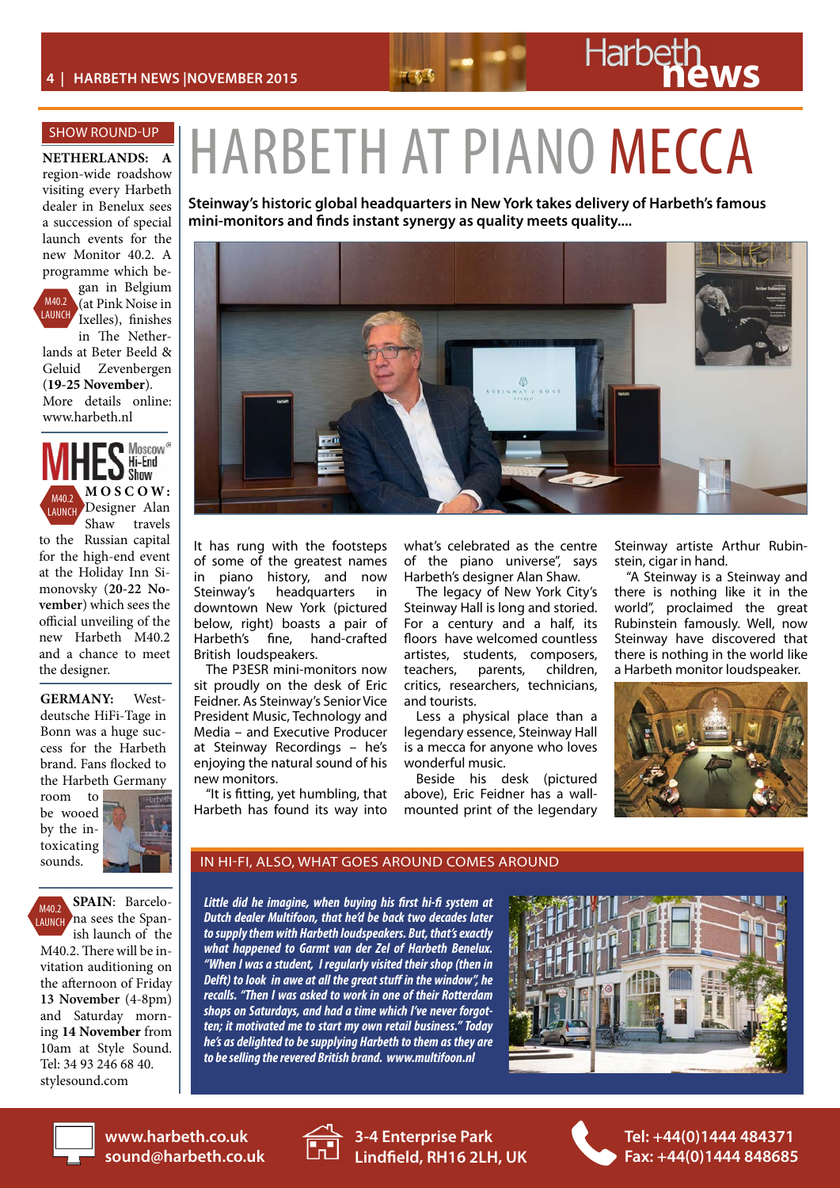## SHOW ROUND-UP

**NETHERLANDS:** A region-wide roadshow visiting every Harbeth dealer in Benelux sees a succession of special launch events for the new Monitor 40.2. A programme which began in Belgium (at Pink Noise in Ixelles), finishes in The Netherlands at Beter Beeld & Geluid Zevenbergen (**19-25 November**). More details online: www.harbeth.nl

M40.2 LAUNCH

MHES Moscow Hi-End Show

M40.2 LAUNCH

**MOSCOW:** Designer Alan Shaw travels to the Russian capital for the high-end event at the Holiday Inn Simonovsky (**20-22 November**) which sees the official unveiling of the new Harbeth M40.2 and a chance to meet the designer.

**GERMANY:** Westdeutsche HiFi-Tage in Bonn was a huge success for the Harbeth brand. Fans flocked to the Harbeth Germany room to be wooed by the intoxicating sounds.

M40.2 LAUNCH

**SPAIN**: Barcelona sees the Spanish launch of the M40.2. There will be invitation auditioning on the afternoon of Friday **13 November** (4-8pm) and Saturday morning **14 November** from 10am at Style Sound. Tel: 34 93 246 68 40. stylesound.com

# HARBETH AT PIANO MECCA

**Steinway's historic global headquarters in New York takes delivery of Harbeth's famous mini-monitors and finds instant synergy as quality meets quality....**

It has rung with the footsteps of some of the greatest names in piano history, and now Steinway's headquarters in downtown New York (pictured below, right) boasts a pair of Harbeth's fine, hand-crafted British loudspeakers.

The P3ESR mini-monitors now sit proudly on the desk of Eric Feidner. As Steinway's Senior Vice President Music, Technology and Media – and Executive Producer at Steinway Recordings – he's enjoying the natural sound of his new monitors.

"It is fitting, yet humbling, that Harbeth has found its way into what's celebrated as the centre of the piano universe", says Harbeth's designer Alan Shaw.

The legacy of New York City's Steinway Hall is long and storied. For a century and a half, its floors have welcomed countless artistes, students, composers, teachers, parents, children, critics, researchers, technicians, and tourists.

Less a physical place than a legendary essence, Steinway Hall is a mecca for anyone who loves wonderful music.

Beside his desk (pictured above), Eric Feidner has a wall-mounted print of the legendary Steinway artiste Arthur Rubinstein, cigar in hand.

"A Steinway is a Steinway and there is nothing like it in the world", proclaimed the great Rubinstein famously. Well, now Steinway have discovered that there is nothing in the world like a Harbeth monitor loudspeaker.

## IN HI-FI, ALSO, WHAT GOES AROUND COMES AROUND

***Little did he imagine, when buying his first hi-fi system at Dutch dealer Multifoon, that he'd be back two decades later to supply them with Harbeth loudspeakers. But, that's exactly what happened to Garmt van der Zel of Harbeth Benelux. "When I was a student, I regularly visited their shop (then in Delft) to look in awe at all the great stuff in the window", he recalls. "Then I was asked to work in one of their Rotterdam shops on Saturdays, and had a time which I've never forgotten; it motivated me to start my own retail business." Today he's as delighted to be supplying Harbeth to them as they are to be selling the revered British brand. www.multifoon.nl***

www.harbeth.co.uk
sound@harbeth.co.uk

3-4 Enterprise Park
Lindfield, RH16 2LH, UK

Tel: +44(0)1444 484371
Fax: +44(0)1444 848685